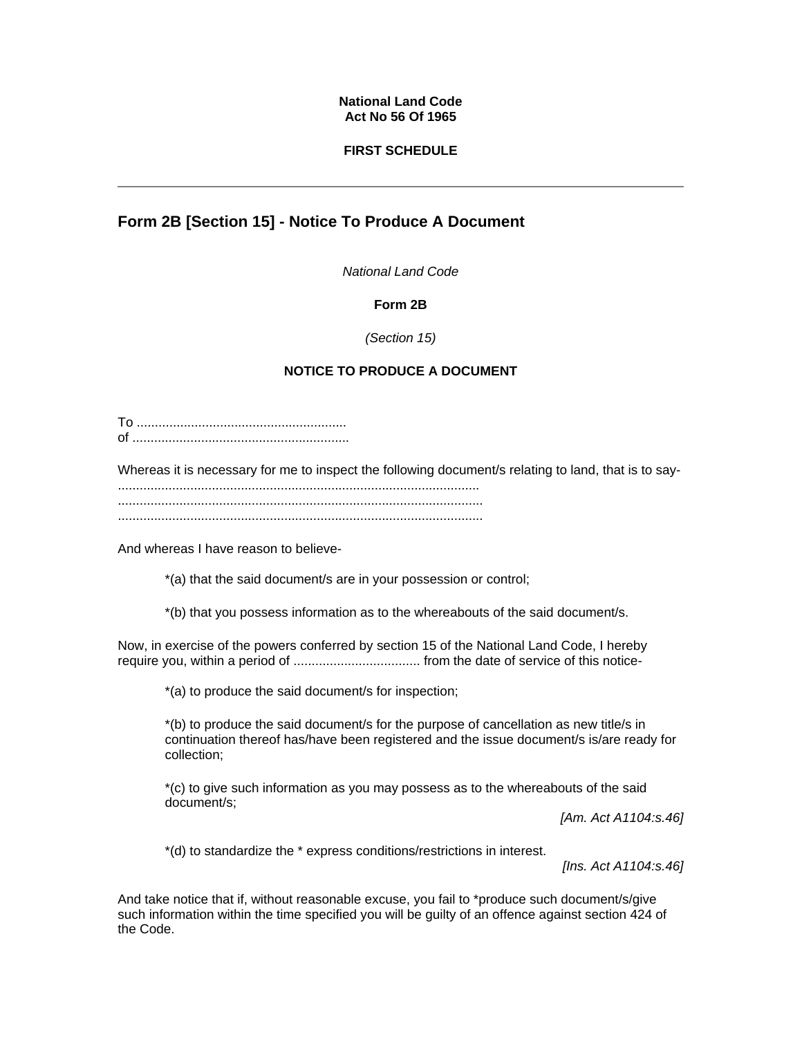**National Land Code**
**Act No 56 Of 1965**

**FIRST SCHEDULE**

---

## Form 2B [Section 15] - Notice To Produce A Document

*National Land Code*

**Form 2B**

*(Section 15)*

**NOTICE TO PRODUCE A DOCUMENT**

To ..........................................................
of ............................................................

Whereas it is necessary for me to inspect the following document/s relating to land, that is to say-
...................................................................................................
....................................................................................................
....................................................................................................

And whereas I have reason to believe-

*(a) that the said document/s are in your possession or control;

*(b) that you possess information as to the whereabouts of the said document/s.

Now, in exercise of the powers conferred by section 15 of the National Land Code, I hereby require you, within a period of ................................... from the date of service of this notice-

*(a) to produce the said document/s for inspection;

*(b) to produce the said document/s for the purpose of cancellation as new title/s in continuation thereof has/have been registered and the issue document/s is/are ready for collection;

*(c) to give such information as you may possess as to the whereabouts of the said document/s;

*[Am. Act A1104:s.46]*

*(d) to standardize the * express conditions/restrictions in interest.

*[Ins. Act A1104:s.46]*

And take notice that if, without reasonable excuse, you fail to *produce such document/s/give such information within the time specified you will be guilty of an offence against section 424 of the Code.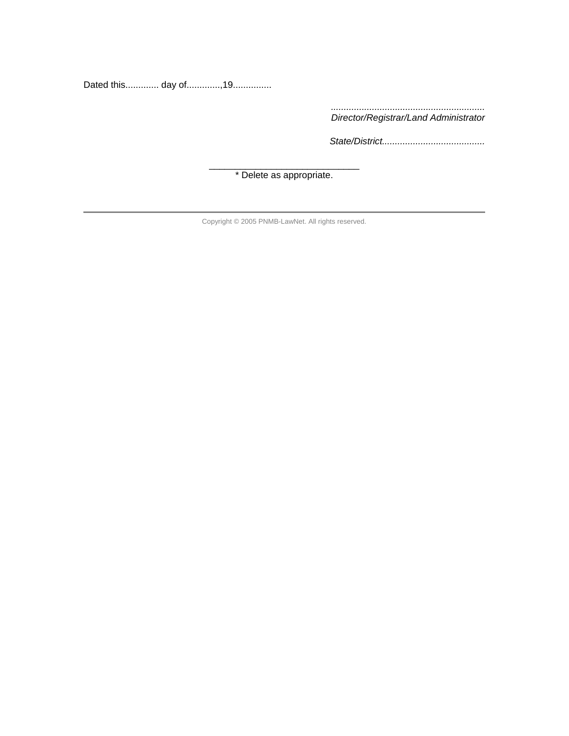Dated this............. day of.............,19...............

*..............................................................*
*Director/Registrar/Land Administrator*

*State/District*........................................

______________________________
* Delete as appropriate.

---

Copyright © 2005 PNMB-LawNet. All rights reserved.